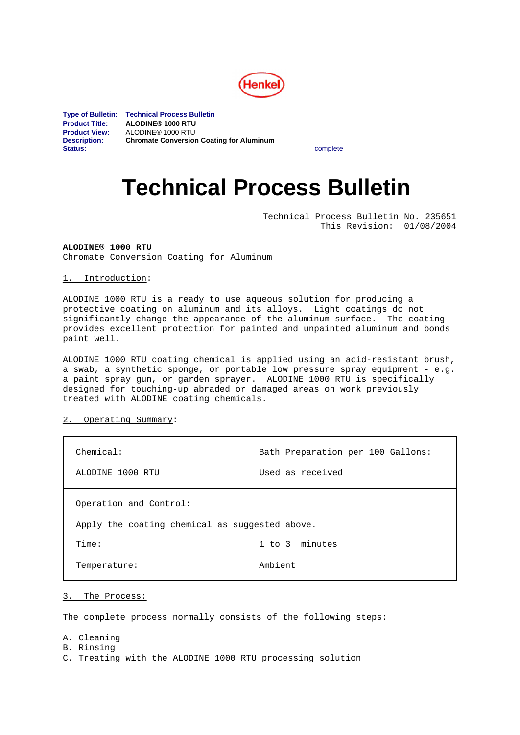Henkel

**Type of Bulletin:** **Technical Process Bulletin**
**Product Title:** **ALODINE® 1000 RTU**
**Product View:** ALODINE® 1000 RTU
**Description:** **Chromate Conversion Coating for Aluminum**
**Status:** complete

# Technical Process Bulletin

Technical Process Bulletin No. 235651
This Revision: 01/08/2004

**ALODINE® 1000 RTU**
Chromate Conversion Coating for Aluminum

## 1. Introduction:

ALODINE 1000 RTU is a ready to use aqueous solution for producing a protective coating on aluminum and its alloys. Light coatings do not significantly change the appearance of the aluminum surface. The coating provides excellent protection for painted and unpainted aluminum and bonds paint well.

ALODINE 1000 RTU coating chemical is applied using an acid-resistant brush, a swab, a synthetic sponge, or portable low pressure spray equipment - e.g. a paint spray gun, or garden sprayer. ALODINE 1000 RTU is specifically designed for touching-up abraded or damaged areas on work previously treated with ALODINE coating chemicals.

## 2. Operating Summary:

| Chemical: | Bath Preparation per 100 Gallons: |
|---|---|
| ALODINE 1000 RTU | Used as received |
| **Operation and Control:** | |
| Apply the coating chemical as suggested above. | |
| Time: | 1 to 3 minutes |
| Temperature: | Ambient |

## 3. The Process:

The complete process normally consists of the following steps:

A. Cleaning
B. Rinsing
C. Treating with the ALODINE 1000 RTU processing solution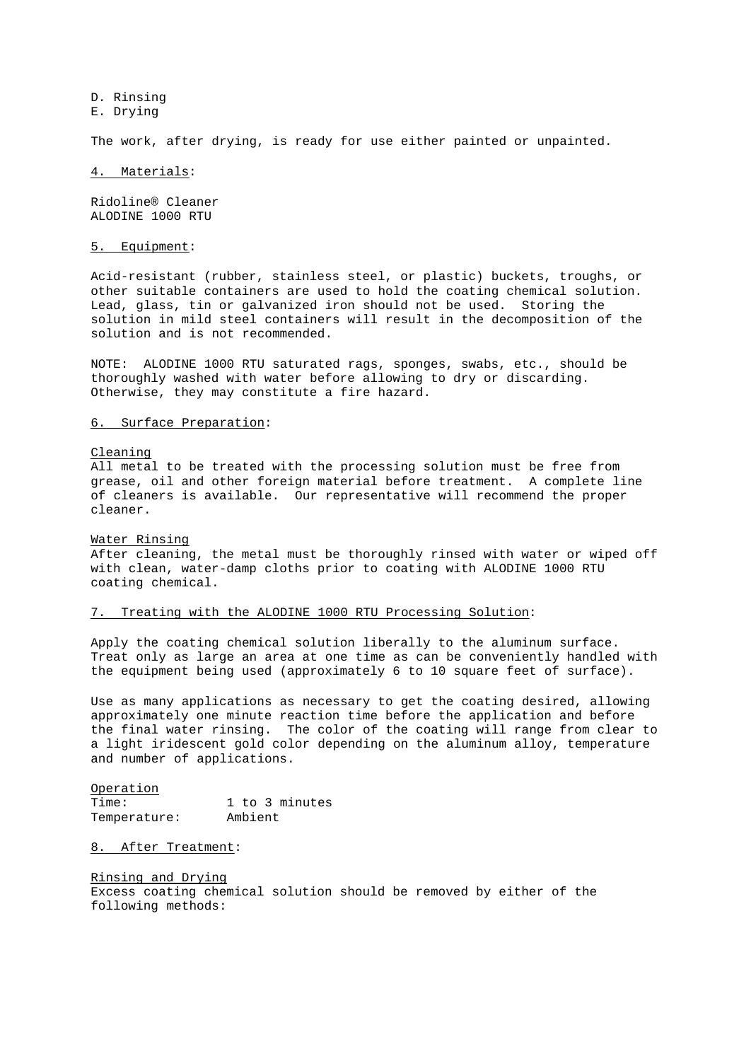D. Rinsing
E. Drying

The work, after drying, is ready for use either painted or unpainted.

## 4. Materials:

Ridoline® Cleaner
ALODINE 1000 RTU

## 5. Equipment:

Acid-resistant (rubber, stainless steel, or plastic) buckets, troughs, or other suitable containers are used to hold the coating chemical solution. Lead, glass, tin or galvanized iron should not be used. Storing the solution in mild steel containers will result in the decomposition of the solution and is not recommended.

NOTE: ALODINE 1000 RTU saturated rags, sponges, swabs, etc., should be thoroughly washed with water before allowing to dry or discarding. Otherwise, they may constitute a fire hazard.

## 6. Surface Preparation:

### Cleaning

All metal to be treated with the processing solution must be free from grease, oil and other foreign material before treatment. A complete line of cleaners is available. Our representative will recommend the proper cleaner.

### Water Rinsing

After cleaning, the metal must be thoroughly rinsed with water or wiped off with clean, water-damp cloths prior to coating with ALODINE 1000 RTU coating chemical.

## 7. Treating with the ALODINE 1000 RTU Processing Solution:

Apply the coating chemical solution liberally to the aluminum surface. Treat only as large an area at one time as can be conveniently handled with the equipment being used (approximately 6 to 10 square feet of surface).

Use as many applications as necessary to get the coating desired, allowing approximately one minute reaction time before the application and before the final water rinsing. The color of the coating will range from clear to a light iridescent gold color depending on the aluminum alloy, temperature and number of applications.

### Operation

Time: 1 to 3 minutes
Temperature: Ambient

## 8. After Treatment:

### Rinsing and Drying

Excess coating chemical solution should be removed by either of the following methods: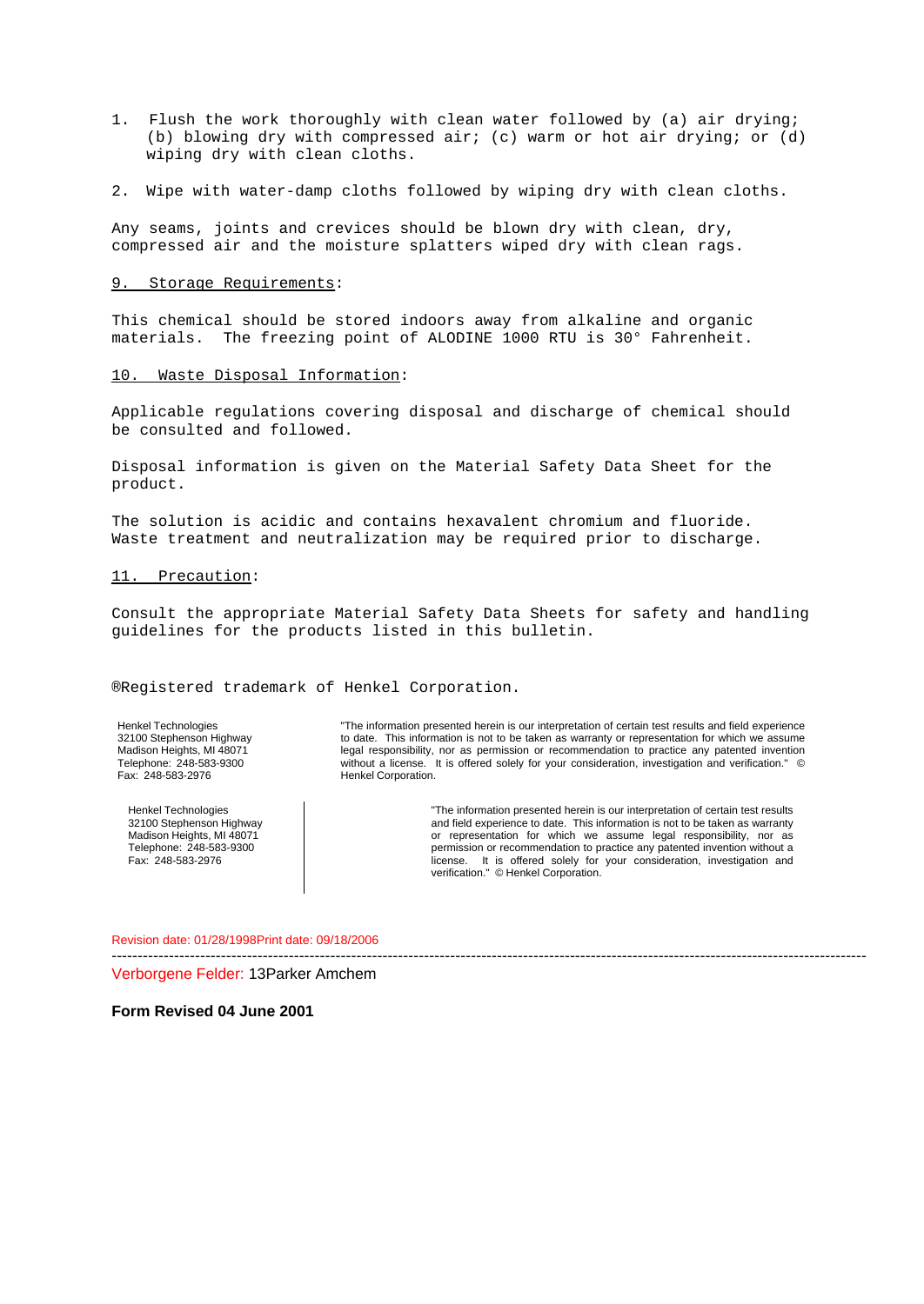1. Flush the work thoroughly with clean water followed by (a) air drying; (b) blowing dry with compressed air; (c) warm or hot air drying; or (d) wiping dry with clean cloths.

2. Wipe with water-damp cloths followed by wiping dry with clean cloths.

Any seams, joints and crevices should be blown dry with clean, dry, compressed air and the moisture splatters wiped dry with clean rags.

## 9. Storage Requirements:

This chemical should be stored indoors away from alkaline and organic materials. The freezing point of ALODINE 1000 RTU is 30° Fahrenheit.

## 10. Waste Disposal Information:

Applicable regulations covering disposal and discharge of chemical should be consulted and followed.

Disposal information is given on the Material Safety Data Sheet for the product.

The solution is acidic and contains hexavalent chromium and fluoride. Waste treatment and neutralization may be required prior to discharge.

## 11. Precaution:

Consult the appropriate Material Safety Data Sheets for safety and handling guidelines for the products listed in this bulletin.

®Registered trademark of Henkel Corporation.

Henkel Technologies
32100 Stephenson Highway
Madison Heights, MI 48071
Telephone: 248-583-9300
Fax: 248-583-2976

"The information presented herein is our interpretation of certain test results and field experience to date. This information is not to be taken as warranty or representation for which we assume legal responsibility, nor as permission or recommendation to practice any patented invention without a license. It is offered solely for your consideration, investigation and verification." © Henkel Corporation.

Henkel Technologies
32100 Stephenson Highway
Madison Heights, MI 48071
Telephone: 248-583-9300
Fax: 248-583-2976

"The information presented herein is our interpretation of certain test results and field experience to date. This information is not to be taken as warranty or representation for which we assume legal responsibility, nor as permission or recommendation to practice any patented invention without a license. It is offered solely for your consideration, investigation and verification." © Henkel Corporation.

Revision date: 01/28/1998Print date: 09/18/2006

Verborgene Felder: 13Parker Amchem

**Form Revised 04 June 2001**